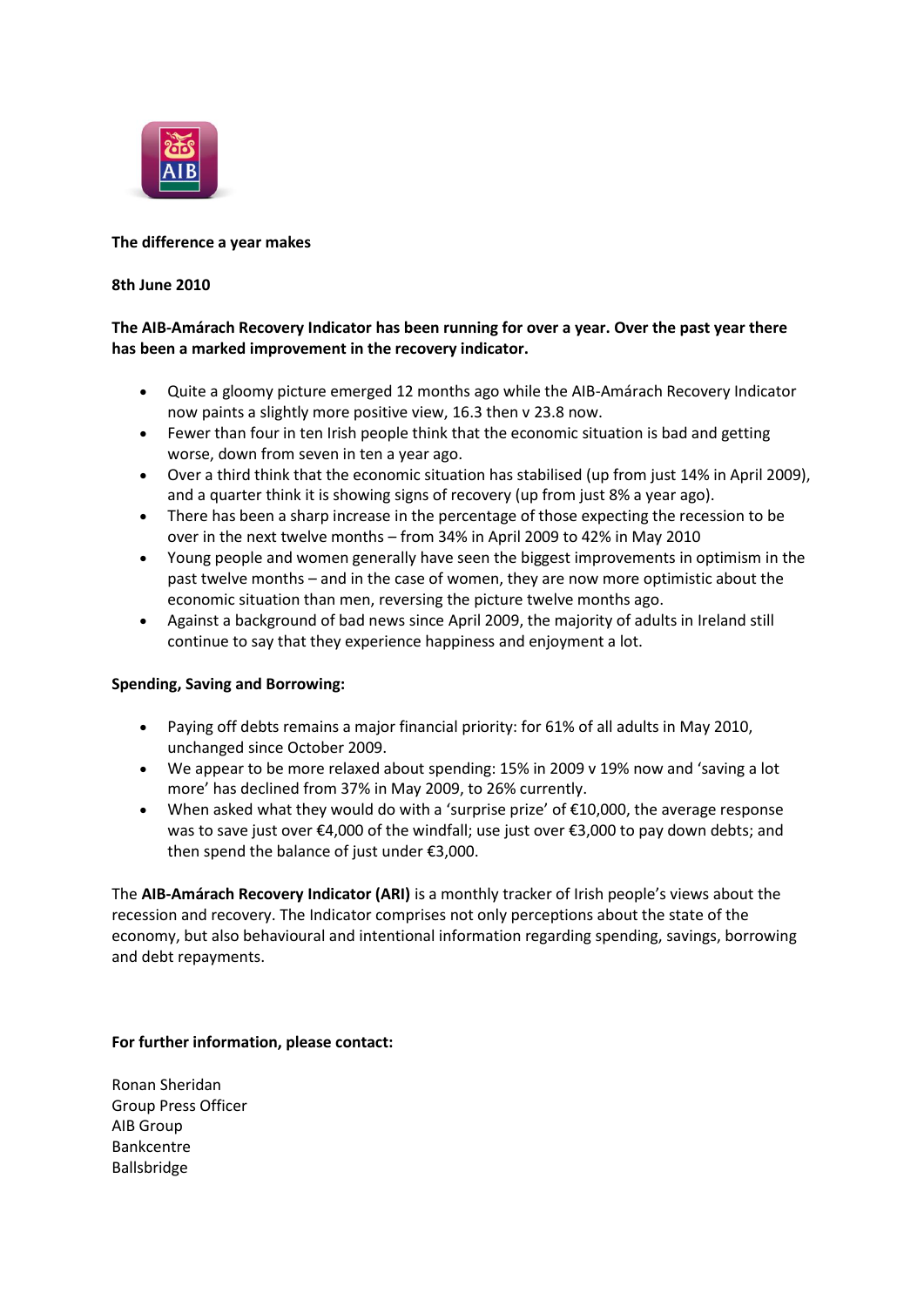**The difference a year makes**

**8th June 2010**

**The AIB-Amárach Recovery Indicator has been running for over a year. Over the past year there has been a marked improvement in the recovery indicator.**

- Quite a gloomy picture emerged 12 months ago while the AIB-Amárach Recovery Indicator now paints a slightly more positive view, 16.3 then v 23.8 now.
- Fewer than four in ten Irish people think that the economic situation is bad and getting worse, down from seven in ten a year ago.
- Over a third think that the economic situation has stabilised (up from just 14% in April 2009), and a quarter think it is showing signs of recovery (up from just 8% a year ago).
- There has been a sharp increase in the percentage of those expecting the recession to be over in the next twelve months – from 34% in April 2009 to 42% in May 2010
- Young people and women generally have seen the biggest improvements in optimism in the past twelve months – and in the case of women, they are now more optimistic about the economic situation than men, reversing the picture twelve months ago.
- Against a background of bad news since April 2009, the majority of adults in Ireland still continue to say that they experience happiness and enjoyment a lot.

**Spending, Saving and Borrowing:**

- Paying off debts remains a major financial priority: for 61% of all adults in May 2010, unchanged since October 2009.
- We appear to be more relaxed about spending: 15% in 2009 v 19% now and 'saving a lot more' has declined from 37% in May 2009, to 26% currently.
- When asked what they would do with a 'surprise prize' of €10,000, the average response was to save just over €4,000 of the windfall; use just over €3,000 to pay down debts; and then spend the balance of just under €3,000.

The **AIB-Amárach Recovery Indicator (ARI)** is a monthly tracker of Irish people's views about the recession and recovery. The Indicator comprises not only perceptions about the state of the economy, but also behavioural and intentional information regarding spending, savings, borrowing and debt repayments.

**For further information, please contact:**

Ronan Sheridan
Group Press Officer
AIB Group
Bankcentre
Ballsbridge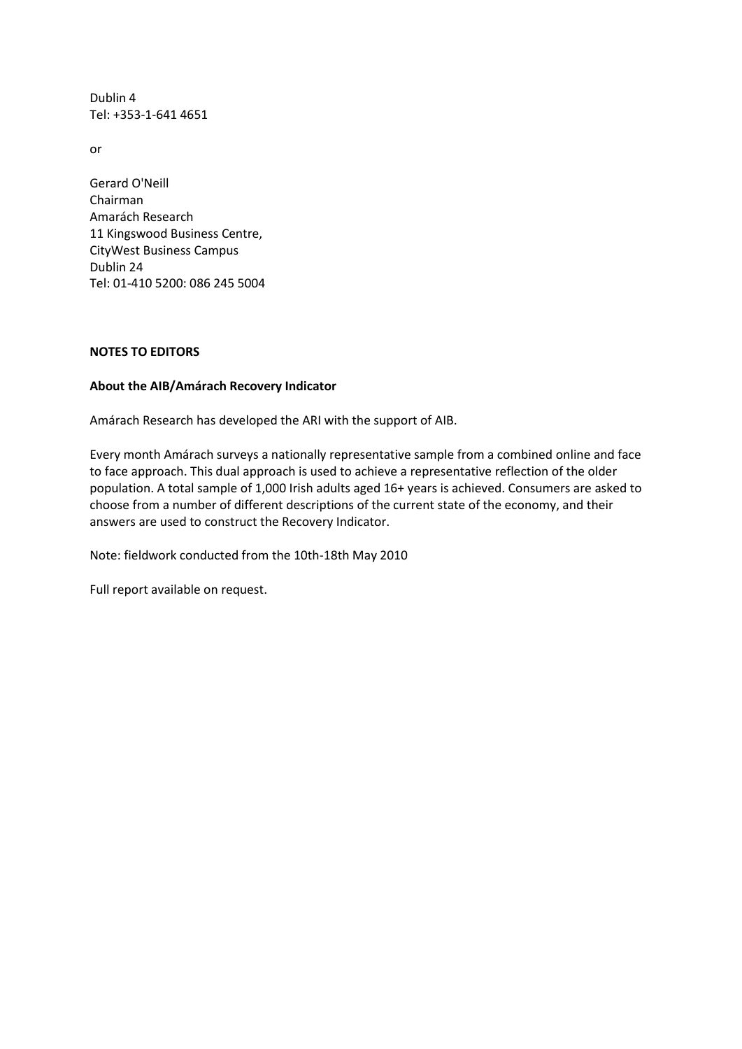Dublin 4
Tel: +353-1-641 4651

or

Gerard O'Neill
Chairman
Amarách Research
11 Kingswood Business Centre,
CityWest Business Campus
Dublin 24
Tel: 01-410 5200: 086 245 5004

**NOTES TO EDITORS**

**About the AIB/Amárach Recovery Indicator**

Amárach Research has developed the ARI with the support of AIB.

Every month Amárach surveys a nationally representative sample from a combined online and face to face approach. This dual approach is used to achieve a representative reflection of the older population. A total sample of 1,000 Irish adults aged 16+ years is achieved. Consumers are asked to choose from a number of different descriptions of the current state of the economy, and their answers are used to construct the Recovery Indicator.

Note: fieldwork conducted from the 10th-18th May 2010

Full report available on request.